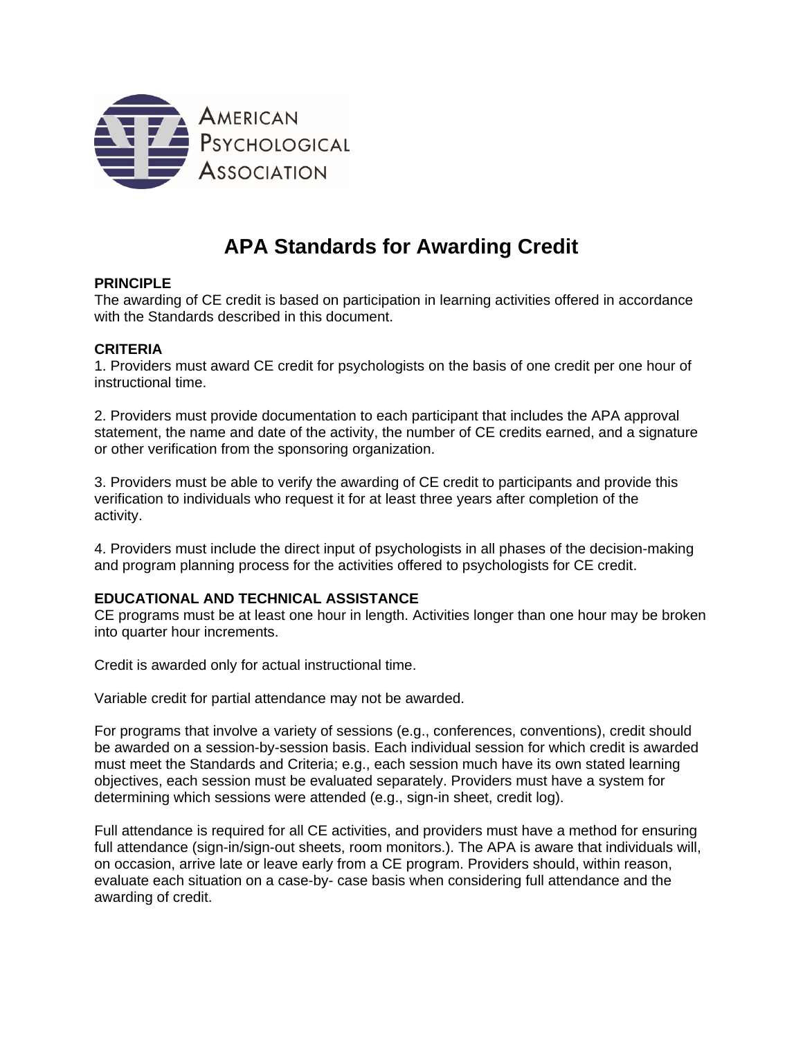AMERICAN PSYCHOLOGICAL ASSOCIATION

# APA Standards for Awarding Credit

**PRINCIPLE**

The awarding of CE credit is based on participation in learning activities offered in accordance with the Standards described in this document.

**CRITERIA**

1. Providers must award CE credit for psychologists on the basis of one credit per one hour of instructional time.

2. Providers must provide documentation to each participant that includes the APA approval statement, the name and date of the activity, the number of CE credits earned, and a signature or other verification from the sponsoring organization.

3. Providers must be able to verify the awarding of CE credit to participants and provide this verification to individuals who request it for at least three years after completion of the activity.

4. Providers must include the direct input of psychologists in all phases of the decision-making and program planning process for the activities offered to psychologists for CE credit.

**EDUCATIONAL AND TECHNICAL ASSISTANCE**

CE programs must be at least one hour in length. Activities longer than one hour may be broken into quarter hour increments.

Credit is awarded only for actual instructional time.

Variable credit for partial attendance may not be awarded.

For programs that involve a variety of sessions (e.g., conferences, conventions), credit should be awarded on a session-by-session basis. Each individual session for which credit is awarded must meet the Standards and Criteria; e.g., each session much have its own stated learning objectives, each session must be evaluated separately. Providers must have a system for determining which sessions were attended (e.g., sign-in sheet, credit log).

Full attendance is required for all CE activities, and providers must have a method for ensuring full attendance (sign-in/sign-out sheets, room monitors.). The APA is aware that individuals will, on occasion, arrive late or leave early from a CE program. Providers should, within reason, evaluate each situation on a case-by- case basis when considering full attendance and the awarding of credit.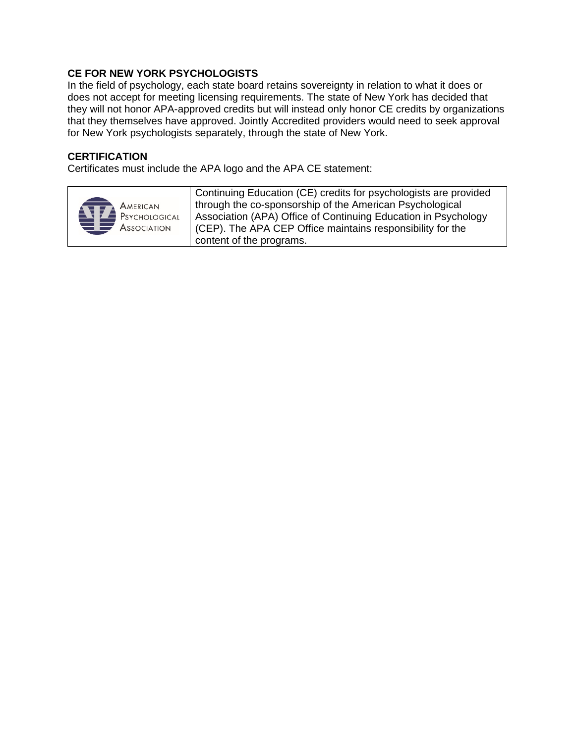**CE FOR NEW YORK PSYCHOLOGISTS**

In the field of psychology, each state board retains sovereignty in relation to what it does or does not accept for meeting licensing requirements. The state of New York has decided that they will not honor APA-approved credits but will instead only honor CE credits by organizations that they themselves have approved. Jointly Accredited providers would need to seek approval for New York psychologists separately, through the state of New York.

**CERTIFICATION**

Certificates must include the APA logo and the APA CE statement:

| | |
|---|---|
| American Psychological Association | Continuing Education (CE) credits for psychologists are provided through the co-sponsorship of the American Psychological Association (APA) Office of Continuing Education in Psychology (CEP). The APA CEP Office maintains responsibility for the content of the programs. |